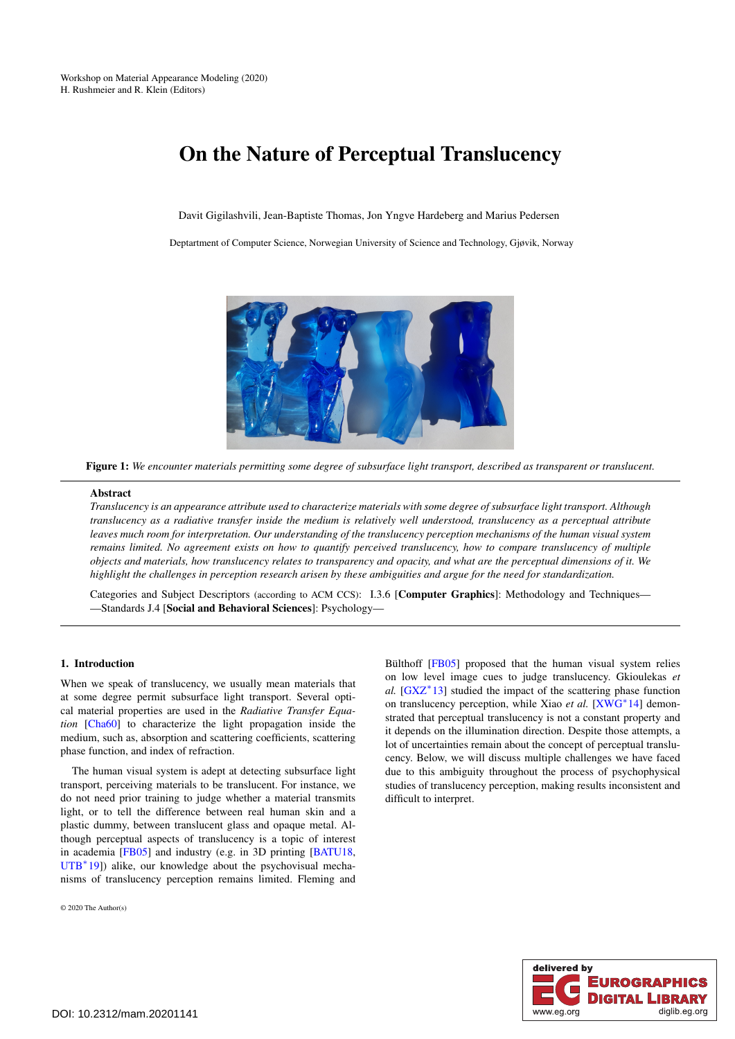Workshop on Material Appearance Modeling (2020)
H. Rushmeier and R. Klein (Editors)

# On the Nature of Perceptual Translucency

Davit Gigilashvili, Jean-Baptiste Thomas, Jon Yngve Hardeberg and Marius Pedersen

Deptartment of Computer Science, Norwegian University of Science and Technology, Gjøvik, Norway

**Figure 1:** *We encounter materials permitting some degree of subsurface light transport, described as transparent or translucent.*

**Abstract**

*Translucency is an appearance attribute used to characterize materials with some degree of subsurface light transport. Although translucency as a radiative transfer inside the medium is relatively well understood, translucency as a perceptual attribute leaves much room for interpretation. Our understanding of the translucency perception mechanisms of the human visual system remains limited. No agreement exists on how to quantify perceived translucency, how to compare translucency of multiple objects and materials, how translucency relates to transparency and opacity, and what are the perceptual dimensions of it. We highlight the challenges in perception research arisen by these ambiguities and argue for the need for standardization.*

Categories and Subject Descriptors (according to ACM CCS): I.3.6 [**Computer Graphics**]: Methodology and Techniques——Standards J.4 [**Social and Behavioral Sciences**]: Psychology—

## 1. Introduction

When we speak of translucency, we usually mean materials that at some degree permit subsurface light transport. Several optical material properties are used in the *Radiative Transfer Equation* [Cha60] to characterize the light propagation inside the medium, such as, absorption and scattering coefficients, scattering phase function, and index of refraction.

The human visual system is adept at detecting subsurface light transport, perceiving materials to be translucent. For instance, we do not need prior training to judge whether a material transmits light, or to tell the difference between real human skin and a plastic dummy, between translucent glass and opaque metal. Although perceptual aspects of translucency is a topic of interest in academia [FB05] and industry (e.g. in 3D printing [BATU18, UTB*19]) alike, our knowledge about the psychovisual mechanisms of translucency perception remains limited. Fleming and Bülthoff [FB05] proposed that the human visual system relies on low level image cues to judge translucency. Gkioulekas *et al.* [GXZ*13] studied the impact of the scattering phase function on translucency perception, while Xiao *et al.* [XWG*14] demonstrated that perceptual translucency is not a constant property and it depends on the illumination direction. Despite those attempts, a lot of uncertainties remain about the concept of perceptual translucency. Below, we will discuss multiple challenges we have faced due to this ambiguity throughout the process of psychophysical studies of translucency perception, making results inconsistent and difficult to interpret.

© 2020 The Author(s)

DOI: 10.2312/mam.20201141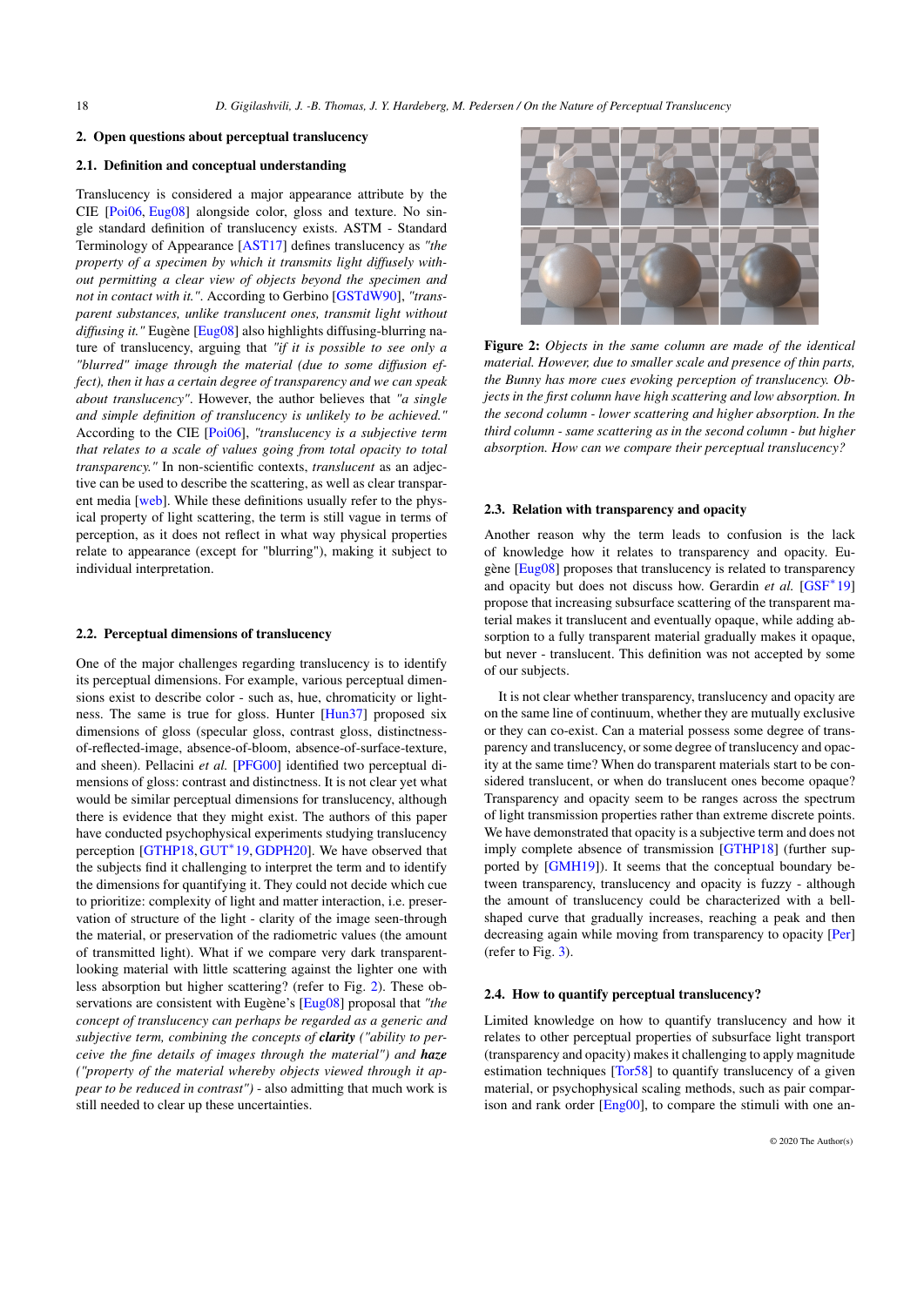## 2. Open questions about perceptual translucency

### 2.1. Definition and conceptual understanding

Translucency is considered a major appearance attribute by the CIE [Poi06, Eug08] alongside color, gloss and texture. No single standard definition of translucency exists. ASTM - Standard Terminology of Appearance [AST17] defines translucency as *"the property of a specimen by which it transmits light diffusely without permitting a clear view of objects beyond the specimen and not in contact with it."*. According to Gerbino [GSTdW90], *"transparent substances, unlike translucent ones, transmit light without diffusing it."* Eugène [Eug08] also highlights diffusing-blurring nature of translucency, arguing that *"if it is possible to see only a "blurred" image through the material (due to some diffusion effect), then it has a certain degree of transparency and we can speak about translucency"*. However, the author believes that *"a single and simple definition of translucency is unlikely to be achieved."* According to the CIE [Poi06], *"translucency is a subjective term that relates to a scale of values going from total opacity to total transparency."* In non-scientific contexts, *translucent* as an adjective can be used to describe the scattering, as well as clear transparent media [web]. While these definitions usually refer to the physical property of light scattering, the term is still vague in terms of perception, as it does not reflect in what way physical properties relate to appearance (except for "blurring"), making it subject to individual interpretation.

### 2.2. Perceptual dimensions of translucency

One of the major challenges regarding translucency is to identify its perceptual dimensions. For example, various perceptual dimensions exist to describe color - such as, hue, chromaticity or lightness. The same is true for gloss. Hunter [Hun37] proposed six dimensions of gloss (specular gloss, contrast gloss, distinctness-of-reflected-image, absence-of-bloom, absence-of-surface-texture, and sheen). Pellacini *et al.* [PFG00] identified two perceptual dimensions of gloss: contrast and distinctness. It is not clear yet what would be similar perceptual dimensions for translucency, although there is evidence that they might exist. The authors of this paper have conducted psychophysical experiments studying translucency perception [GTHP18, GUT*19, GDPH20]. We have observed that the subjects find it challenging to interpret the term and to identify the dimensions for quantifying it. They could not decide which cue to prioritize: complexity of light and matter interaction, i.e. preservation of structure of the light - clarity of the image seen-through the material, or preservation of the radiometric values (the amount of transmitted light). What if we compare very dark transparent-looking material with little scattering against the lighter one with less absorption but higher scattering? (refer to Fig. 2). These observations are consistent with Eugène's [Eug08] proposal that *"the concept of translucency can perhaps be regarded as a generic and subjective term, combining the concepts of **clarity** ("ability to perceive the fine details of images through the material") and **haze** ("property of the material whereby objects viewed through it appear to be reduced in contrast")* - also admitting that much work is still needed to clear up these uncertainties.

**Figure 2:** *Objects in the same column are made of the identical material. However, due to smaller scale and presence of thin parts, the Bunny has more cues evoking perception of translucency. Objects in the first column have high scattering and low absorption. In the second column - lower scattering and higher absorption. In the third column - same scattering as in the second column - but higher absorption. How can we compare their perceptual translucency?*

### 2.3. Relation with transparency and opacity

Another reason why the term leads to confusion is the lack of knowledge how it relates to transparency and opacity. Eugène [Eug08] proposes that translucency is related to transparency and opacity but does not discuss how. Gerardin *et al.* [GSF*19] propose that increasing subsurface scattering of the transparent material makes it translucent and eventually opaque, while adding absorption to a fully transparent material gradually makes it opaque, but never - translucent. This definition was not accepted by some of our subjects.

It is not clear whether transparency, translucency and opacity are on the same line of continuum, whether they are mutually exclusive or they can co-exist. Can a material possess some degree of transparency and translucency, or some degree of translucency and opacity at the same time? When do transparent materials start to be considered translucent, or when do translucent ones become opaque? Transparency and opacity seem to be ranges across the spectrum of light transmission properties rather than extreme discrete points. We have demonstrated that opacity is a subjective term and does not imply complete absence of transmission [GTHP18] (further supported by [GMH19]). It seems that the conceptual boundary between transparency, translucency and opacity is fuzzy - although the amount of translucency could be characterized with a bell-shaped curve that gradually increases, reaching a peak and then decreasing again while moving from transparency to opacity [Per] (refer to Fig. 3).

### 2.4. How to quantify perceptual translucency?

Limited knowledge on how to quantify translucency and how it relates to other perceptual properties of subsurface light transport (transparency and opacity) makes it challenging to apply magnitude estimation techniques [Tor58] to quantify translucency of a given material, or psychophysical scaling methods, such as pair comparison and rank order [Eng00], to compare the stimuli with one an-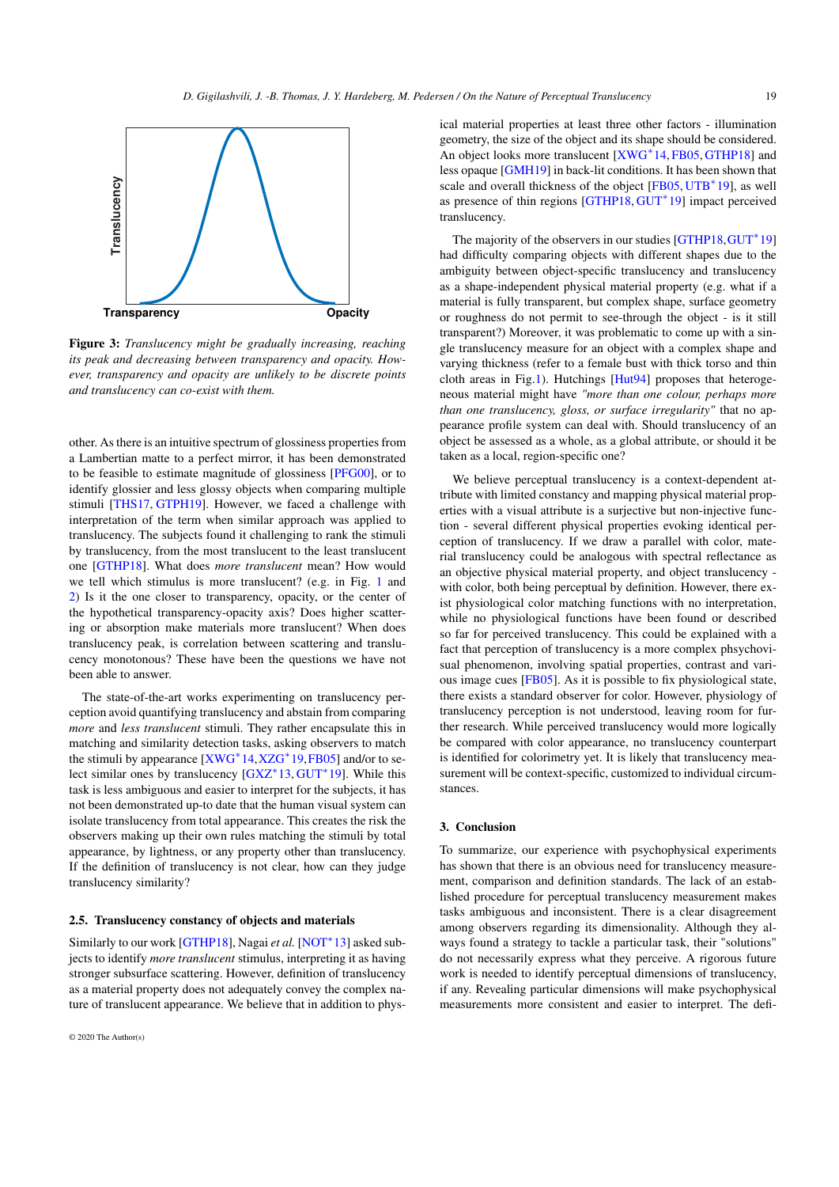**Figure 3:** *Translucency might be gradually increasing, reaching its peak and decreasing between transparency and opacity. However, transparency and opacity are unlikely to be discrete points and translucency can co-exist with them.*

other. As there is an intuitive spectrum of glossiness properties from a Lambertian matte to a perfect mirror, it has been demonstrated to be feasible to estimate magnitude of glossiness [PFG00], or to identify glossier and less glossy objects when comparing multiple stimuli [THS17, GTPH19]. However, we faced a challenge with interpretation of the term when similar approach was applied to translucency. The subjects found it challenging to rank the stimuli by translucency, from the most translucent to the least translucent one [GTHP18]. What does *more translucent* mean? How would we tell which stimulus is more translucent? (e.g. in Fig. 1 and 2) Is it the one closer to transparency, opacity, or the center of the hypothetical transparency-opacity axis? Does higher scattering or absorption make materials more translucent? When does translucency peak, is correlation between scattering and translucency monotonous? These have been the questions we have not been able to answer.

The state-of-the-art works experimenting on translucency perception avoid quantifying translucency and abstain from comparing *more* and *less translucent* stimuli. They rather encapsulate this in matching and similarity detection tasks, asking observers to match the stimuli by appearance [XWG*14, XZG*19, FB05] and/or to select similar ones by translucency [GXZ*13, GUT*19]. While this task is less ambiguous and easier to interpret for the subjects, it has not been demonstrated up-to date that the human visual system can isolate translucency from total appearance. This creates the risk the observers making up their own rules matching the stimuli by total appearance, by lightness, or any property other than translucency. If the definition of translucency is not clear, how can they judge translucency similarity?

### 2.5. Translucency constancy of objects and materials

Similarly to our work [GTHP18], Nagai *et al.* [NOT*13] asked subjects to identify *more translucent* stimulus, interpreting it as having stronger subsurface scattering. However, definition of translucency as a material property does not adequately convey the complex nature of translucent appearance. We believe that in addition to physical material properties at least three other factors - illumination geometry, the size of the object and its shape should be considered. An object looks more translucent [XWG*14, FB05, GTHP18] and less opaque [GMH19] in back-lit conditions. It has been shown that scale and overall thickness of the object [FB05, UTB*19], as well as presence of thin regions [GTHP18, GUT*19] impact perceived translucency.

The majority of the observers in our studies [GTHP18, GUT*19] had difficulty comparing objects with different shapes due to the ambiguity between object-specific translucency and translucency as a shape-independent physical material property (e.g. what if a material is fully transparent, but complex shape, surface geometry or roughness do not permit to see-through the object - is it still transparent?) Moreover, it was problematic to come up with a single translucency measure for an object with a complex shape and varying thickness (refer to a female bust with thick torso and thin cloth areas in Fig.1). Hutchings [Hut94] proposes that heterogeneous material might have *"more than one colour, perhaps more than one translucency, gloss, or surface irregularity"* that no appearance profile system can deal with. Should translucency of an object be assessed as a whole, as a global attribute, or should it be taken as a local, region-specific one?

We believe perceptual translucency is a context-dependent attribute with limited constancy and mapping physical material properties with a visual attribute is a surjective but non-injective function - several different physical properties evoking identical perception of translucency. If we draw a parallel with color, material translucency could be analogous with spectral reflectance as an objective physical material property, and object translucency - with color, both being perceptual by definition. However, there exist physiological color matching functions with no interpretation, while no physiological functions have been found or described so far for perceived translucency. This could be explained with a fact that perception of translucency is a more complex phsychovisual phenomenon, involving spatial properties, contrast and various image cues [FB05]. As it is possible to fix physiological state, there exists a standard observer for color. However, physiology of translucency perception is not understood, leaving room for further research. While perceived translucency would more logically be compared with color appearance, no translucency counterpart is identified for colorimetry yet. It is likely that translucency measurement will be context-specific, customized to individual circumstances.

## 3. Conclusion

To summarize, our experience with psychophysical experiments has shown that there is an obvious need for translucency measurement, comparison and definition standards. The lack of an established procedure for perceptual translucency measurement makes tasks ambiguous and inconsistent. There is a clear disagreement among observers regarding its dimensionality. Although they always found a strategy to tackle a particular task, their "solutions" do not necessarily express what they perceive. A rigorous future work is needed to identify perceptual dimensions of translucency, if any. Revealing particular dimensions will make psychophysical measurements more consistent and easier to interpret. The defi-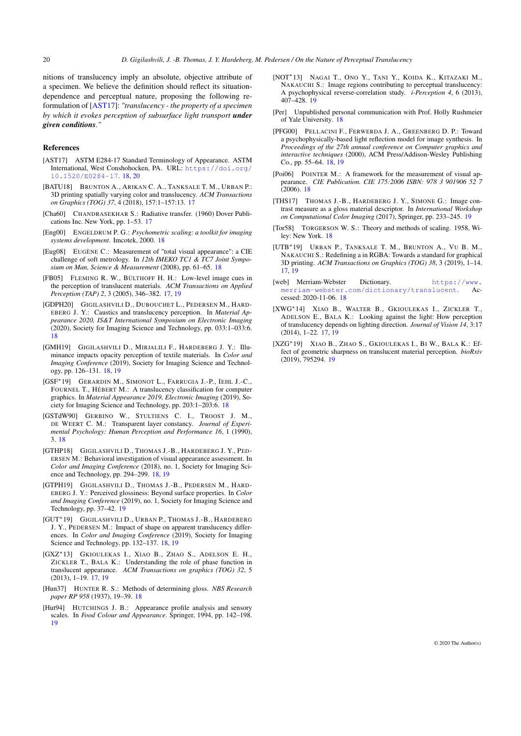nitions of translucency imply an absolute, objective attribute of a specimen. We believe the definition should reflect its situation-dependence and perceptual nature, proposing the following reformulation of [AST17]: *"translucency - the property of a specimen by which it evokes perception of subsurface light transport* ***under given conditions****."*

## References

[AST17] ASTM E284-17 Standard Terminology of Appearance. ASTM International, West Conshohocken, PA. URL: https://doi.org/10.1520/E0284-17. 18, 20

[BATU18] BRUNTON A., ARIKAN C. A., TANKSALE T. M., URBAN P.: 3D printing spatially varying color and translucency. *ACM Transactions on Graphics (TOG) 37*, 4 (2018), 157:1–157:13. 17

[Cha60] CHANDRASEKHAR S.: Radiative transfer. (1960) Dover Publications Inc. New York, pp. 1–53. 17

[Eng00] ENGELDRUM P. G.: *Psychometric scaling: a toolkit for imaging systems development*. Imcotek, 2000. 18

[Eug08] EUGÈNE C.: Measurement of "total visual appearance": a CIE challenge of soft metrology. In *12th IMEKO TC1 & TC7 Joint Symposium on Man, Science & Measurement* (2008), pp. 61–65. 18

[FB05] FLEMING R. W., BÜLTHOFF H. H.: Low-level image cues in the perception of translucent materials. *ACM Transactions on Applied Perception (TAP) 2*, 3 (2005), 346–382. 17, 19

[GDPH20] GIGILASHVILI D., DUBOUCHET L., PEDERSEN M., HARDEBERG J. Y.: Caustics and translucency perception. In *Material Appearance 2020, IS&T International Symposium on Electronic Imaging* (2020), Society for Imaging Science and Technology, pp. 033:1–033:6. 18

[GMH19] GIGILASHVILI D., MIRJALILI F., HARDEBERG J. Y.: Illuminance impacts opacity perception of textile materials. In *Color and Imaging Conference* (2019), Society for Imaging Science and Technology, pp. 126–131. 18, 19

[GSF*19] GERARDIN M., SIMONOT L., FARRUGIA J.-P., IEHL J.-C., FOURNEL T., HÉBERT M.: A translucency classification for computer graphics. In *Material Appearance 2019, Electronic Imaging* (2019), Society for Imaging Science and Technology, pp. 203:1–203:6. 18

[GSTdW90] GERBINO W., STULTIENS C. I., TROOST J. M., DE WEERT C. M.: Transparent layer constancy. *Journal of Experimental Psychology: Human Perception and Performance 16*, 1 (1990), 3. 18

[GTHP18] GIGILASHVILI D., THOMAS J.-B., HARDEBERG J. Y., PEDERSEN M.: Behavioral investigation of visual appearance assessment. In *Color and Imaging Conference* (2018), no. 1, Society for Imaging Science and Technology, pp. 294–299. 18, 19

[GTPH19] GIGILASHVILI D., THOMAS J.-B., PEDERSEN M., HARDEBERG J. Y.: Perceived glossiness: Beyond surface properties. In *Color and Imaging Conference* (2019), no. 1, Society for Imaging Science and Technology, pp. 37–42. 19

[GUT*19] GIGILASHVILI D., URBAN P., THOMAS J.-B., HARDEBERG J. Y., PEDERSEN M.: Impact of shape on apparent translucency differences. In *Color and Imaging Conference* (2019), Society for Imaging Science and Technology, pp. 132–137. 18, 19

[GXZ*13] GKIOULEKAS I., XIAO B., ZHAO S., ADELSON E. H., ZICKLER T., BALA K.: Understanding the role of phase function in translucent appearance. *ACM Transactions on graphics (TOG) 32*, 5 (2013), 1–19. 17, 19

[Hun37] HUNTER R. S.: Methods of determining gloss. *NBS Research paper RP 958* (1937), 19–39. 18

[Hut94] HUTCHINGS J. B.: Appearance profile analysis and sensory scales. In *Food Colour and Appearance*. Springer, 1994, pp. 142–198. 19

[NOT*13] NAGAI T., ONO Y., TANI Y., KOIDA K., KITAZAKI M., NAKAUCHI S.: Image regions contributing to perceptual translucency: A psychophysical reverse-correlation study. *i-Perception 4*, 6 (2013), 407–428. 19

[Per] Unpublished personal communication with Prof. Holly Rushmeier of Yale University. 18

[PFG00] PELLACINI F., FERWERDA J. A., GREENBERG D. P.: Toward a psychophysically-based light reflection model for image synthesis. In *Proceedings of the 27th annual conference on Computer graphics and interactive techniques* (2000), ACM Press/Addison-Wesley Publishing Co., pp. 55–64. 18, 19

[Poi06] POINTER M.: A framework for the measurement of visual appearance. *CIE Publication. CIE 175:2006 ISBN: 978 3 901906 52 7* (2006). 18

[THS17] THOMAS J.-B., HARDEBERG J. Y., SIMONE G.: Image contrast measure as a gloss material descriptor. In *International Workshop on Computational Color Imaging* (2017), Springer, pp. 233–245. 19

[Tor58] TORGERSON W. S.: Theory and methods of scaling. 1958, Wiley: New York. 18

[UTB*19] URBAN P., TANKSALE T. M., BRUNTON A., VU B. M., NAKAUCHI S.: Redefining a in RGBA: Towards a standard for graphical 3D printing. *ACM Transactions on Graphics (TOG) 38*, 3 (2019), 1–14. 17, 19

[web] Merriam-Webster Dictionary. https://www.merriam-webster.com/dictionary/translucent. Accessed: 2020-11-06. 18

[XWG*14] XIAO B., WALTER B., GKIOULEKAS I., ZICKLER T., ADELSON E., BALA K.: Looking against the light: How perception of translucency depends on lighting direction. *Journal of Vision 14*, 3:17 (2014), 1–22. 17, 19

[XZG*19] XIAO B., ZHAO S., GKIOULEKAS I., BI W., BALA K.: Effect of geometric sharpness on translucent material perception. *bioRxiv* (2019), 795294. 19